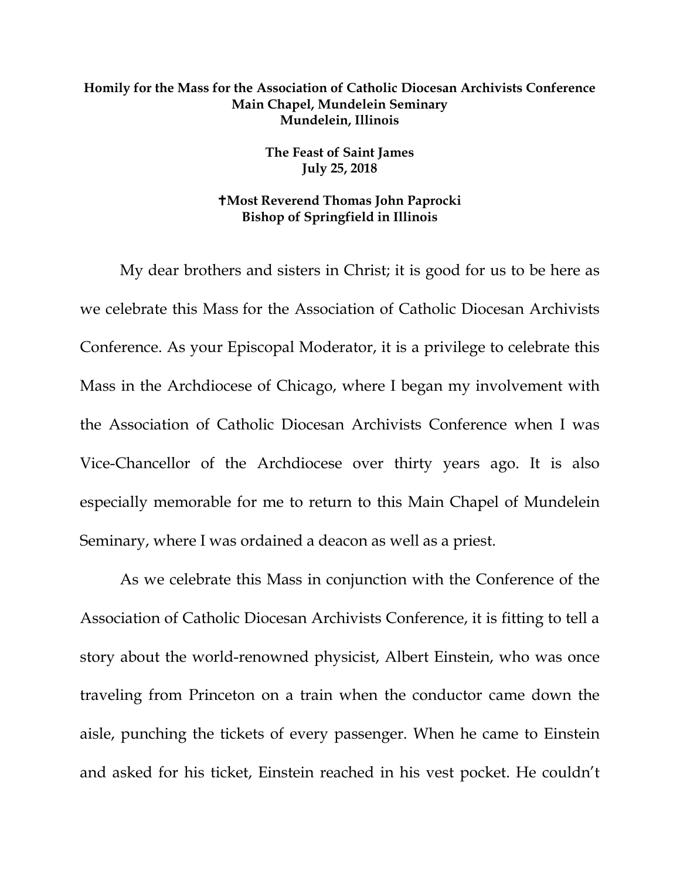**Homily for the Mass for the Association of Catholic Diocesan Archivists Conference**
**Main Chapel, Mundelein Seminary**
**Mundelein, Illinois**

**The Feast of Saint James**
**July 25, 2018**

**✝Most Reverend Thomas John Paprocki**
**Bishop of Springfield in Illinois**

My dear brothers and sisters in Christ; it is good for us to be here as we celebrate this Mass for the Association of Catholic Diocesan Archivists Conference. As your Episcopal Moderator, it is a privilege to celebrate this Mass in the Archdiocese of Chicago, where I began my involvement with the Association of Catholic Diocesan Archivists Conference when I was Vice-Chancellor of the Archdiocese over thirty years ago. It is also especially memorable for me to return to this Main Chapel of Mundelein Seminary, where I was ordained a deacon as well as a priest.

As we celebrate this Mass in conjunction with the Conference of the Association of Catholic Diocesan Archivists Conference, it is fitting to tell a story about the world-renowned physicist, Albert Einstein, who was once traveling from Princeton on a train when the conductor came down the aisle, punching the tickets of every passenger. When he came to Einstein and asked for his ticket, Einstein reached in his vest pocket. He couldn't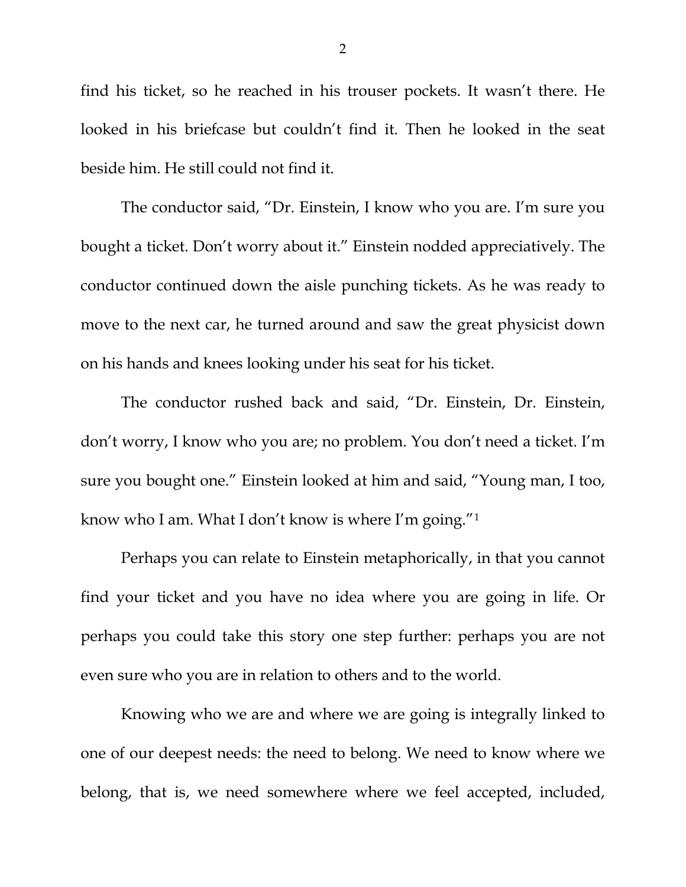find his ticket, so he reached in his trouser pockets. It wasn't there. He looked in his briefcase but couldn't find it. Then he looked in the seat beside him. He still could not find it.

The conductor said, "Dr. Einstein, I know who you are. I'm sure you bought a ticket. Don't worry about it." Einstein nodded appreciatively. The conductor continued down the aisle punching tickets. As he was ready to move to the next car, he turned around and saw the great physicist down on his hands and knees looking under his seat for his ticket.

The conductor rushed back and said, "Dr. Einstein, Dr. Einstein, don't worry, I know who you are; no problem. You don't need a ticket. I'm sure you bought one." Einstein looked at him and said, "Young man, I too, know who I am. What I don't know is where I'm going."[1]

Perhaps you can relate to Einstein metaphorically, in that you cannot find your ticket and you have no idea where you are going in life. Or perhaps you could take this story one step further: perhaps you are not even sure who you are in relation to others and to the world.

Knowing who we are and where we are going is integrally linked to one of our deepest needs: the need to belong. We need to know where we belong, that is, we need somewhere where we feel accepted, included,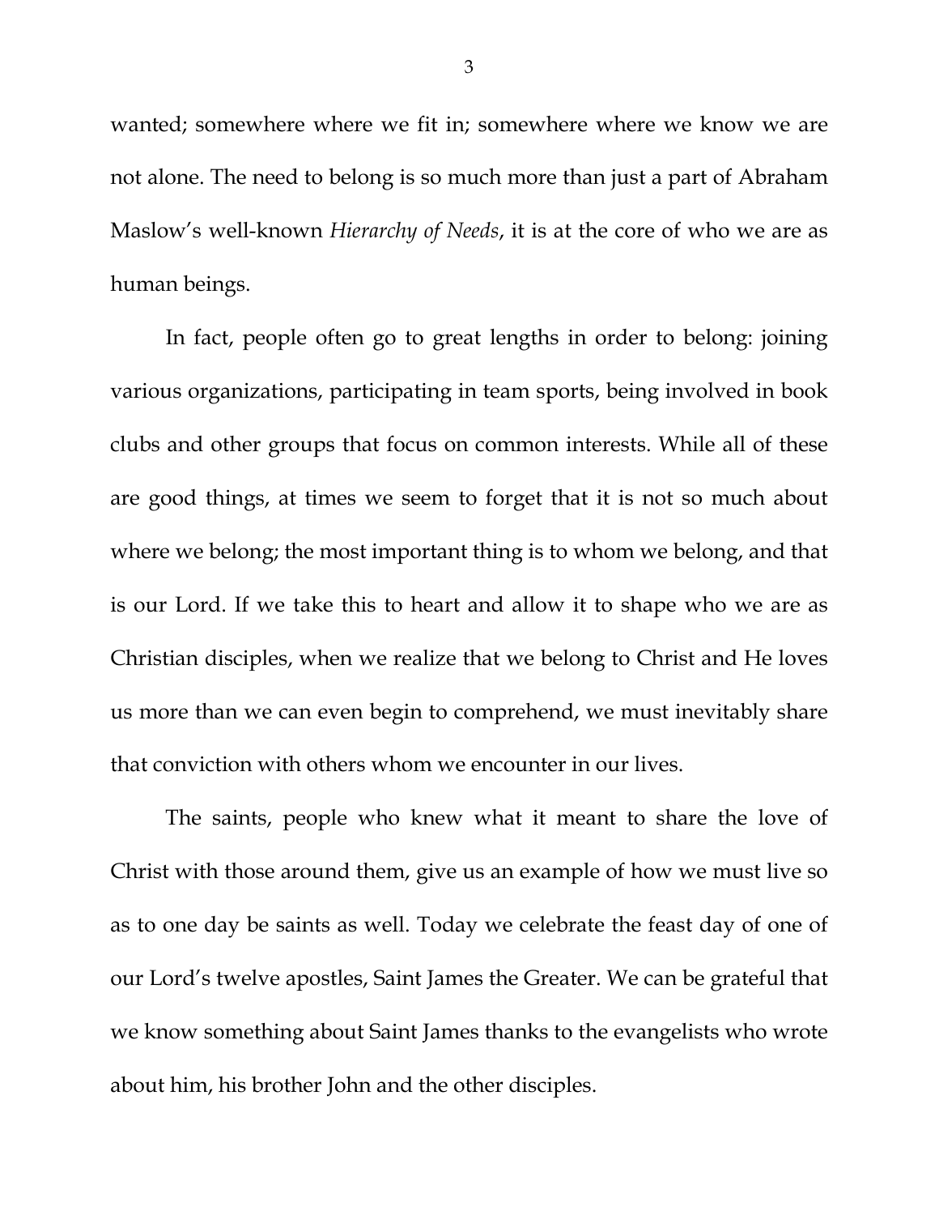wanted; somewhere where we fit in; somewhere where we know we are not alone. The need to belong is so much more than just a part of Abraham Maslow's well-known *Hierarchy of Needs*, it is at the core of who we are as human beings.

In fact, people often go to great lengths in order to belong: joining various organizations, participating in team sports, being involved in book clubs and other groups that focus on common interests. While all of these are good things, at times we seem to forget that it is not so much about where we belong; the most important thing is to whom we belong, and that is our Lord. If we take this to heart and allow it to shape who we are as Christian disciples, when we realize that we belong to Christ and He loves us more than we can even begin to comprehend, we must inevitably share that conviction with others whom we encounter in our lives.

The saints, people who knew what it meant to share the love of Christ with those around them, give us an example of how we must live so as to one day be saints as well. Today we celebrate the feast day of one of our Lord's twelve apostles, Saint James the Greater. We can be grateful that we know something about Saint James thanks to the evangelists who wrote about him, his brother John and the other disciples.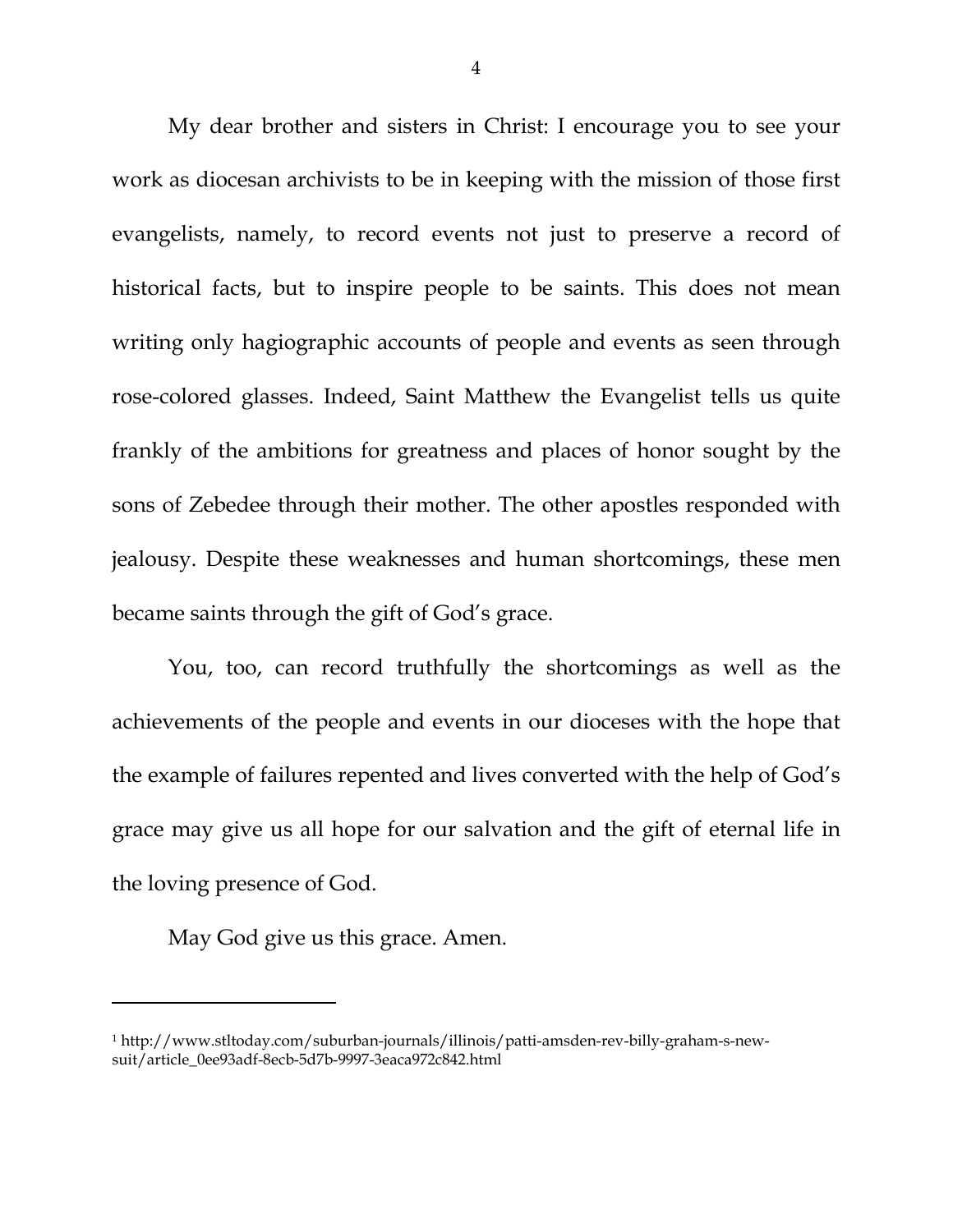My dear brother and sisters in Christ: I encourage you to see your work as diocesan archivists to be in keeping with the mission of those first evangelists, namely, to record events not just to preserve a record of historical facts, but to inspire people to be saints. This does not mean writing only hagiographic accounts of people and events as seen through rose-colored glasses. Indeed, Saint Matthew the Evangelist tells us quite frankly of the ambitions for greatness and places of honor sought by the sons of Zebedee through their mother. The other apostles responded with jealousy. Despite these weaknesses and human shortcomings, these men became saints through the gift of God's grace.

You, too, can record truthfully the shortcomings as well as the achievements of the people and events in our dioceses with the hope that the example of failures repented and lives converted with the help of God's grace may give us all hope for our salvation and the gift of eternal life in the loving presence of God.

May God give us this grace. Amen.

---

[1] http://www.stltoday.com/suburban-journals/illinois/patti-amsden-rev-billy-graham-s-new-suit/article_0ee93adf-8ecb-5d7b-9997-3eaca972c842.html